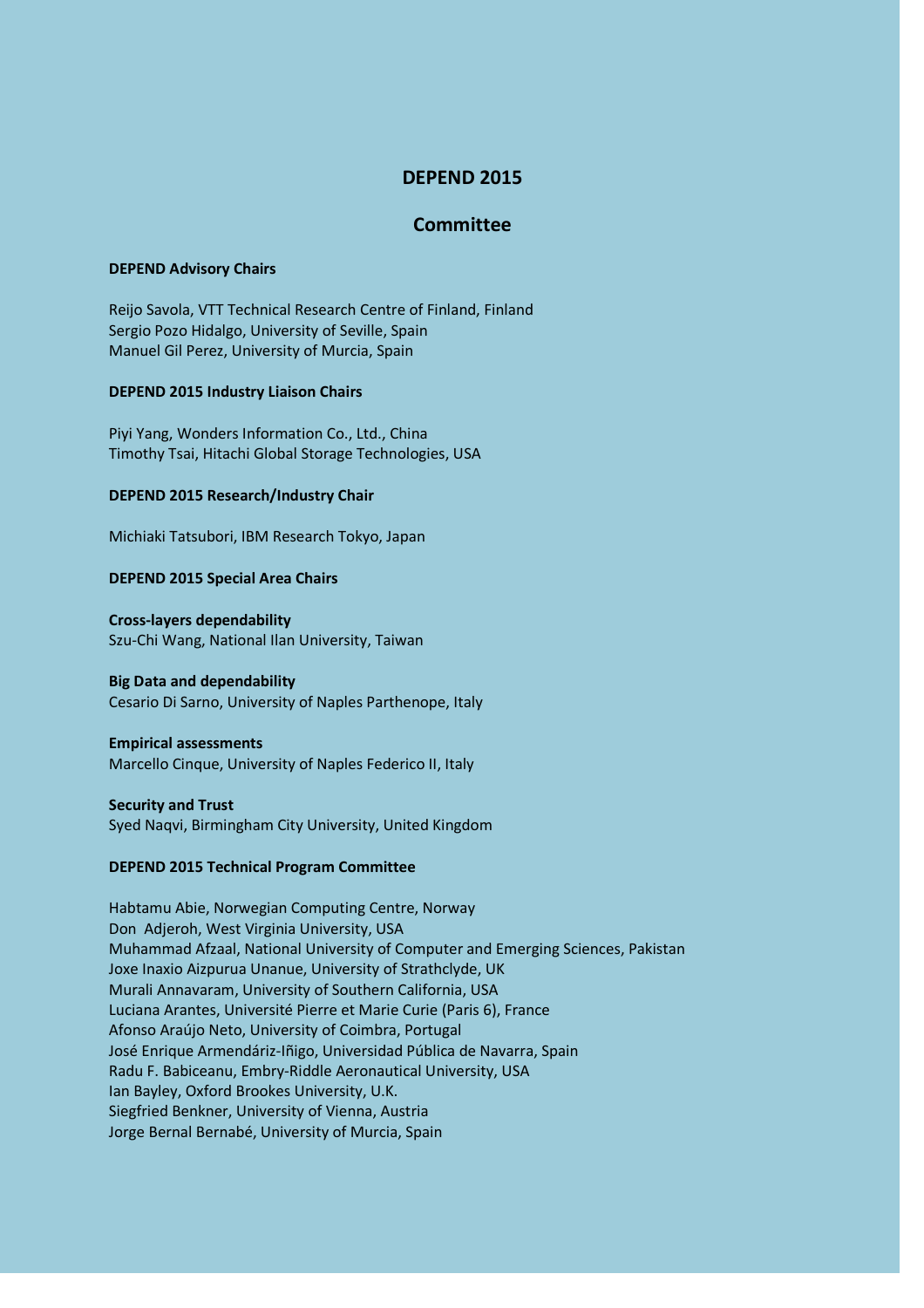# DEPEND 2015

## Committee

### DEPEND Advisory Chairs

Reijo Savola, VTT Technical Research Centre of Finland, Finland
Sergio Pozo Hidalgo, University of Seville, Spain
Manuel Gil Perez, University of Murcia, Spain

### DEPEND 2015 Industry Liaison Chairs

Piyi Yang, Wonders Information Co., Ltd., China
Timothy Tsai, Hitachi Global Storage Technologies, USA

### DEPEND 2015 Research/Industry Chair

Michiaki Tatsubori, IBM Research Tokyo, Japan

### DEPEND 2015 Special Area Chairs

**Cross-layers dependability**
Szu-Chi Wang, National Ilan University, Taiwan

**Big Data and dependability**
Cesario Di Sarno, University of Naples Parthenope, Italy

**Empirical assessments**
Marcello Cinque, University of Naples Federico II, Italy

**Security and Trust**
Syed Naqvi, Birmingham City University, United Kingdom

### DEPEND 2015 Technical Program Committee

Habtamu Abie, Norwegian Computing Centre, Norway
Don Adjeroh, West Virginia University, USA
Muhammad Afzaal, National University of Computer and Emerging Sciences, Pakistan
Joxe Inaxio Aizpurua Unanue, University of Strathclyde, UK
Murali Annavaram, University of Southern California, USA
Luciana Arantes, Université Pierre et Marie Curie (Paris 6), France
Afonso Araújo Neto, University of Coimbra, Portugal
José Enrique Armendáriz-Iñigo, Universidad Pública de Navarra, Spain
Radu F. Babiceanu, Embry-Riddle Aeronautical University, USA
Ian Bayley, Oxford Brookes University, U.K.
Siegfried Benkner, University of Vienna, Austria
Jorge Bernal Bernabé, University of Murcia, Spain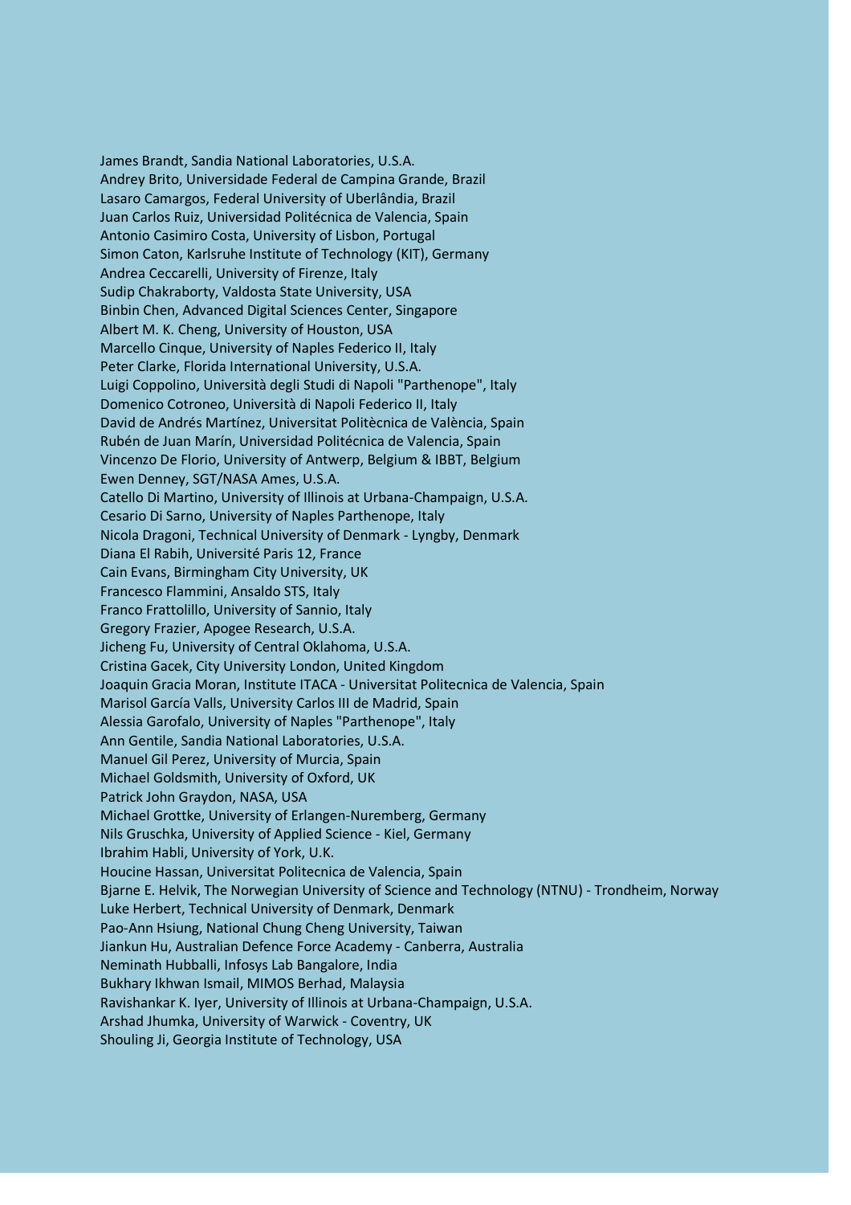James Brandt, Sandia National Laboratories, U.S.A.
Andrey Brito, Universidade Federal de Campina Grande, Brazil
Lasaro Camargos, Federal University of Uberlândia, Brazil
Juan Carlos Ruiz, Universidad Politécnica de Valencia, Spain
Antonio Casimiro Costa, University of Lisbon, Portugal
Simon Caton, Karlsruhe Institute of Technology (KIT), Germany
Andrea Ceccarelli, University of Firenze, Italy
Sudip Chakraborty, Valdosta State University, USA
Binbin Chen, Advanced Digital Sciences Center, Singapore
Albert M. K. Cheng, University of Houston, USA
Marcello Cinque, University of Naples Federico II, Italy
Peter Clarke, Florida International University, U.S.A.
Luigi Coppolino, Università degli Studi di Napoli "Parthenope", Italy
Domenico Cotroneo, Università di Napoli Federico II, Italy
David de Andrés Martínez, Universitat Politècnica de València, Spain
Rubén de Juan Marín, Universidad Politécnica de Valencia, Spain
Vincenzo De Florio, University of Antwerp, Belgium & IBBT, Belgium
Ewen Denney, SGT/NASA Ames, U.S.A.
Catello Di Martino, University of Illinois at Urbana-Champaign, U.S.A.
Cesario Di Sarno, University of Naples Parthenope, Italy
Nicola Dragoni, Technical University of Denmark - Lyngby, Denmark
Diana El Rabih, Université Paris 12, France
Cain Evans, Birmingham City University, UK
Francesco Flammini, Ansaldo STS, Italy
Franco Frattolillo, University of Sannio, Italy
Gregory Frazier, Apogee Research, U.S.A.
Jicheng Fu, University of Central Oklahoma, U.S.A.
Cristina Gacek, City University London, United Kingdom
Joaquin Gracia Moran, Institute ITACA - Universitat Politecnica de Valencia, Spain
Marisol García Valls, University Carlos III de Madrid, Spain
Alessia Garofalo, University of Naples "Parthenope", Italy
Ann Gentile, Sandia National Laboratories, U.S.A.
Manuel Gil Perez, University of Murcia, Spain
Michael Goldsmith, University of Oxford, UK
Patrick John Graydon, NASA, USA
Michael Grottke, University of Erlangen-Nuremberg, Germany
Nils Gruschka, University of Applied Science - Kiel, Germany
Ibrahim Habli, University of York, U.K.
Houcine Hassan, Universitat Politecnica de Valencia, Spain
Bjarne E. Helvik, The Norwegian University of Science and Technology (NTNU) - Trondheim, Norway
Luke Herbert, Technical University of Denmark, Denmark
Pao-Ann Hsiung, National Chung Cheng University, Taiwan
Jiankun Hu, Australian Defence Force Academy - Canberra, Australia
Neminath Hubballi, Infosys Lab Bangalore, India
Bukhary Ikhwan Ismail, MIMOS Berhad, Malaysia
Ravishankar K. Iyer, University of Illinois at Urbana-Champaign, U.S.A.
Arshad Jhumka, University of Warwick - Coventry, UK
Shouling Ji, Georgia Institute of Technology, USA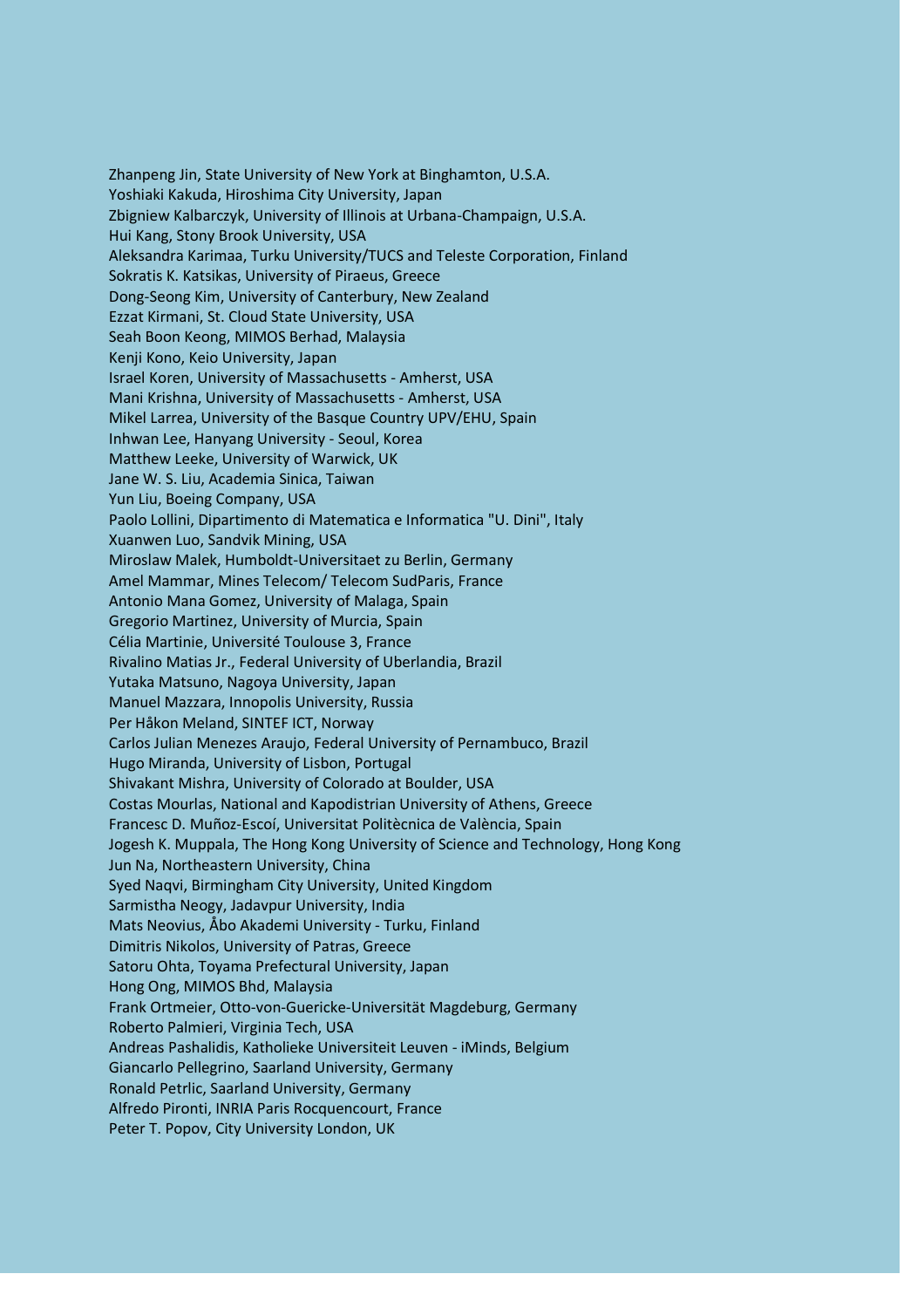Zhanpeng Jin, State University of New York at Binghamton, U.S.A.
Yoshiaki Kakuda, Hiroshima City University, Japan
Zbigniew Kalbarczyk, University of Illinois at Urbana-Champaign, U.S.A.
Hui Kang, Stony Brook University, USA
Aleksandra Karimaa, Turku University/TUCS and Teleste Corporation, Finland
Sokratis K. Katsikas, University of Piraeus, Greece
Dong-Seong Kim, University of Canterbury, New Zealand
Ezzat Kirmani, St. Cloud State University, USA
Seah Boon Keong, MIMOS Berhad, Malaysia
Kenji Kono, Keio University, Japan
Israel Koren, University of Massachusetts - Amherst, USA
Mani Krishna, University of Massachusetts - Amherst, USA
Mikel Larrea, University of the Basque Country UPV/EHU, Spain
Inhwan Lee, Hanyang University - Seoul, Korea
Matthew Leeke, University of Warwick, UK
Jane W. S. Liu, Academia Sinica, Taiwan
Yun Liu, Boeing Company, USA
Paolo Lollini, Dipartimento di Matematica e Informatica "U. Dini", Italy
Xuanwen Luo, Sandvik Mining, USA
Miroslaw Malek, Humboldt-Universitaet zu Berlin, Germany
Amel Mammar, Mines Telecom/ Telecom SudParis, France
Antonio Mana Gomez, University of Malaga, Spain
Gregorio Martinez, University of Murcia, Spain
Célia Martinie, Université Toulouse 3, France
Rivalino Matias Jr., Federal University of Uberlandia, Brazil
Yutaka Matsuno, Nagoya University, Japan
Manuel Mazzara, Innopolis University, Russia
Per Håkon Meland, SINTEF ICT, Norway
Carlos Julian Menezes Araujo, Federal University of Pernambuco, Brazil
Hugo Miranda, University of Lisbon, Portugal
Shivakant Mishra, University of Colorado at Boulder, USA
Costas Mourlas, National and Kapodistrian University of Athens, Greece
Francesc D. Muñoz-Escoí, Universitat Politècnica de València, Spain
Jogesh K. Muppala, The Hong Kong University of Science and Technology, Hong Kong
Jun Na, Northeastern University, China
Syed Naqvi, Birmingham City University, United Kingdom
Sarmistha Neogy, Jadavpur University, India
Mats Neovius, Åbo Akademi University - Turku, Finland
Dimitris Nikolos, University of Patras, Greece
Satoru Ohta, Toyama Prefectural University, Japan
Hong Ong, MIMOS Bhd, Malaysia
Frank Ortmeier, Otto-von-Guericke-Universität Magdeburg, Germany
Roberto Palmieri, Virginia Tech, USA
Andreas Pashalidis, Katholieke Universiteit Leuven - iMinds, Belgium
Giancarlo Pellegrino, Saarland University, Germany
Ronald Petrlic, Saarland University, Germany
Alfredo Pironti, INRIA Paris Rocquencourt, France
Peter T. Popov, City University London, UK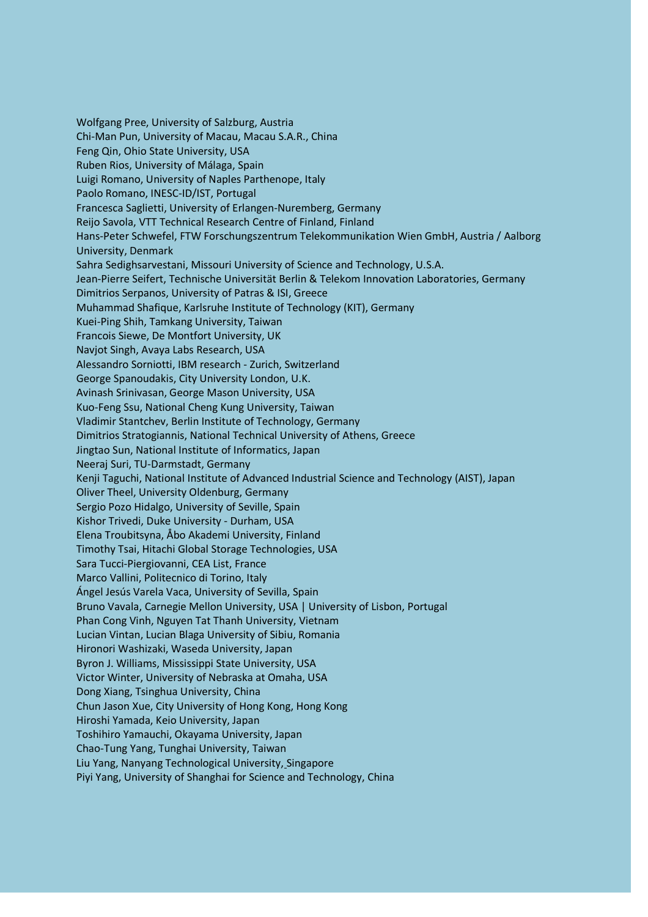Wolfgang Pree, University of Salzburg, Austria
Chi-Man Pun, University of Macau, Macau S.A.R., China
Feng Qin, Ohio State University, USA
Ruben Rios, University of Málaga, Spain
Luigi Romano, University of Naples Parthenope, Italy
Paolo Romano, INESC-ID/IST, Portugal
Francesca Saglietti, University of Erlangen-Nuremberg, Germany
Reijo Savola, VTT Technical Research Centre of Finland, Finland
Hans-Peter Schwefel, FTW Forschungszentrum Telekommunikation Wien GmbH, Austria / Aalborg University, Denmark
Sahra Sedighsarvestani, Missouri University of Science and Technology, U.S.A.
Jean-Pierre Seifert, Technische Universität Berlin & Telekom Innovation Laboratories, Germany
Dimitrios Serpanos, University of Patras & ISI, Greece
Muhammad Shafique, Karlsruhe Institute of Technology (KIT), Germany
Kuei-Ping Shih, Tamkang University, Taiwan
Francois Siewe, De Montfort University, UK
Navjot Singh, Avaya Labs Research, USA
Alessandro Sorniotti, IBM research - Zurich, Switzerland
George Spanoudakis, City University London, U.K.
Avinash Srinivasan, George Mason University, USA
Kuo-Feng Ssu, National Cheng Kung University, Taiwan
Vladimir Stantchev, Berlin Institute of Technology, Germany
Dimitrios Stratogiannis, National Technical University of Athens, Greece
Jingtao Sun, National Institute of Informatics, Japan
Neeraj Suri, TU-Darmstadt, Germany
Kenji Taguchi, National Institute of Advanced Industrial Science and Technology (AIST), Japan
Oliver Theel, University Oldenburg, Germany
Sergio Pozo Hidalgo, University of Seville, Spain
Kishor Trivedi, Duke University - Durham, USA
Elena Troubitsyna, Åbo Akademi University, Finland
Timothy Tsai, Hitachi Global Storage Technologies, USA
Sara Tucci-Piergiovanni, CEA List, France
Marco Vallini, Politecnico di Torino, Italy
Ángel Jesús Varela Vaca, University of Sevilla, Spain
Bruno Vavala, Carnegie Mellon University, USA | University of Lisbon, Portugal
Phan Cong Vinh, Nguyen Tat Thanh University, Vietnam
Lucian Vintan, Lucian Blaga University of Sibiu, Romania
Hironori Washizaki, Waseda University, Japan
Byron J. Williams, Mississippi State University, USA
Victor Winter, University of Nebraska at Omaha, USA
Dong Xiang, Tsinghua University, China
Chun Jason Xue, City University of Hong Kong, Hong Kong
Hiroshi Yamada, Keio University, Japan
Toshihiro Yamauchi, Okayama University, Japan
Chao-Tung Yang, Tunghai University, Taiwan
Liu Yang, Nanyang Technological University, Singapore
Piyi Yang, University of Shanghai for Science and Technology, China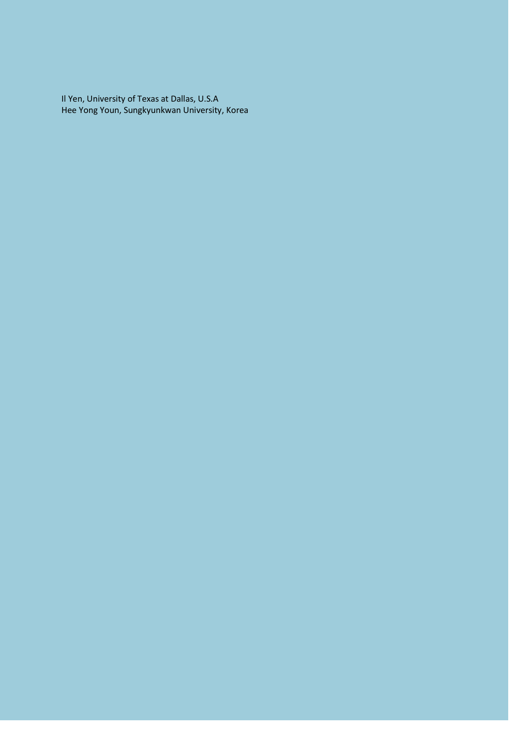Il Yen, University of Texas at Dallas, U.S.A
Hee Yong Youn, Sungkyunkwan University, Korea